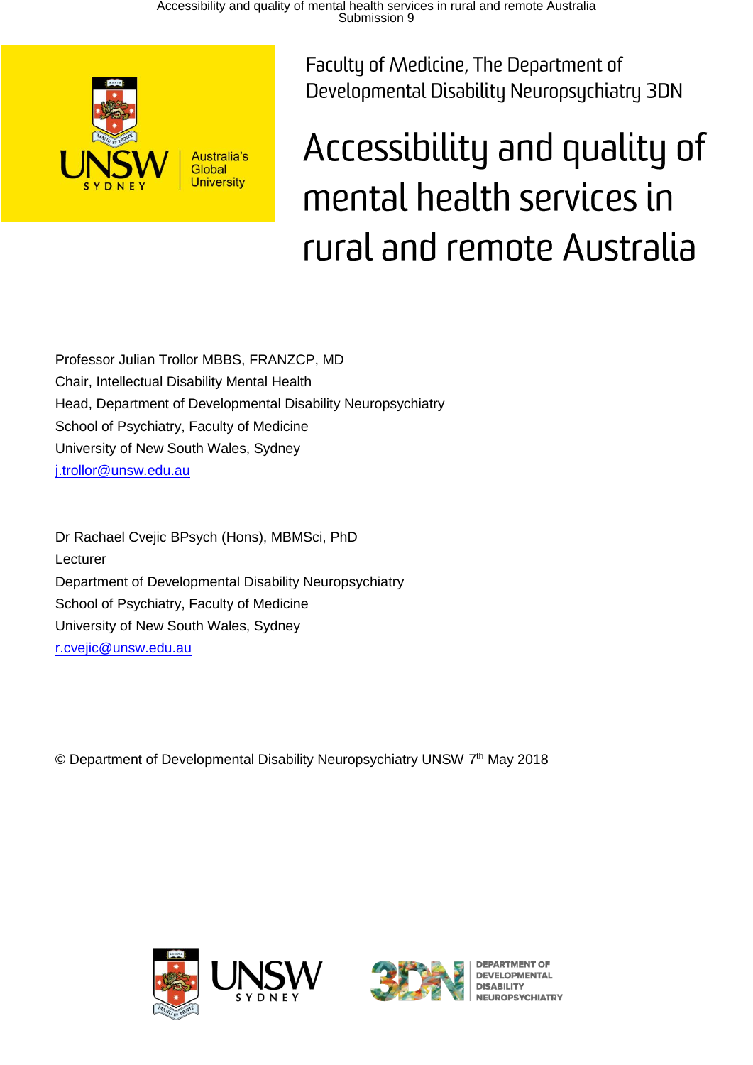Faculty of Medicine, The Department of Developmental Disability Neuropsychiatry 3DN

# Accessibility and quality of mental health services in rural and remote Australia

Professor Julian Trollor MBBS, FRANZCP, MD
Chair, Intellectual Disability Mental Health
Head, Department of Developmental Disability Neuropsychiatry
School of Psychiatry, Faculty of Medicine
University of New South Wales, Sydney
j.trollor@unsw.edu.au

Dr Rachael Cvejic BPsych (Hons), MBMSci, PhD
Lecturer
Department of Developmental Disability Neuropsychiatry
School of Psychiatry, Faculty of Medicine
University of New South Wales, Sydney
r.cvejic@unsw.edu.au

© Department of Developmental Disability Neuropsychiatry UNSW 7th May 2018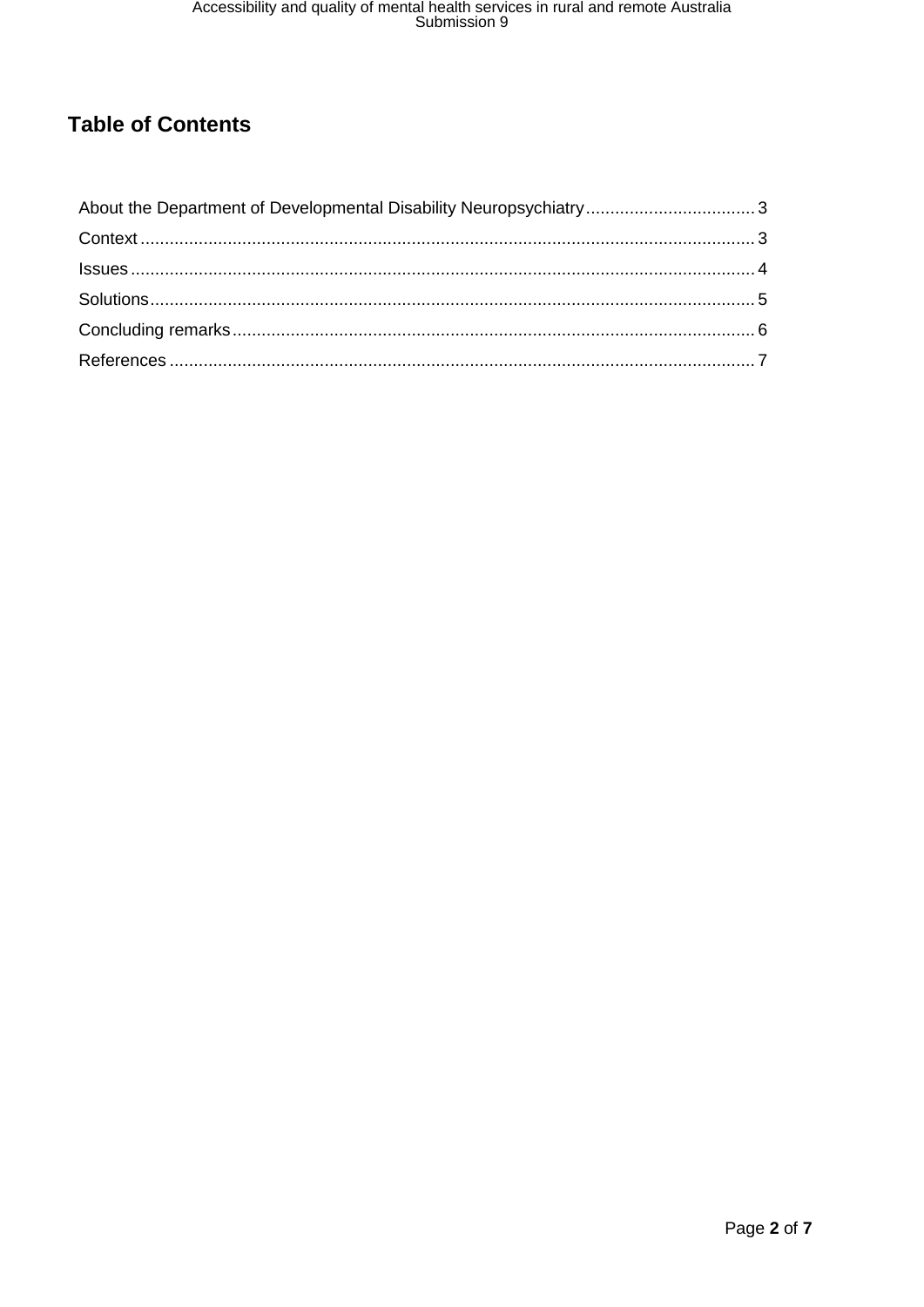# Table of Contents

About the Department of Developmental Disability Neuropsychiatry .................................. 3

Context ............................................................................................................................ 3

Issues .............................................................................................................................. 4

Solutions .......................................................................................................................... 5

Concluding remarks ......................................................................................................... 6

References ....................................................................................................................... 7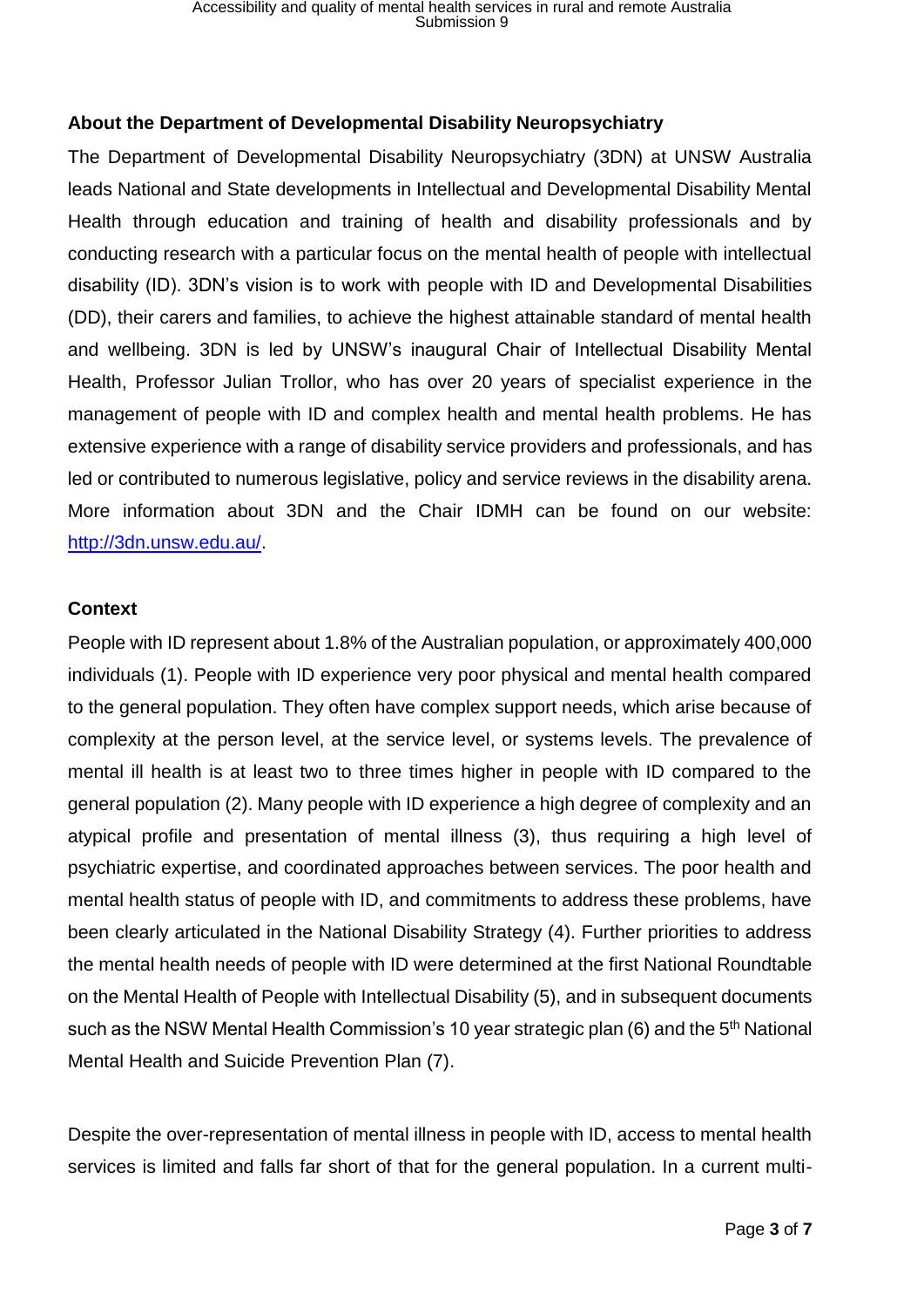## About the Department of Developmental Disability Neuropsychiatry

The Department of Developmental Disability Neuropsychiatry (3DN) at UNSW Australia leads National and State developments in Intellectual and Developmental Disability Mental Health through education and training of health and disability professionals and by conducting research with a particular focus on the mental health of people with intellectual disability (ID). 3DN's vision is to work with people with ID and Developmental Disabilities (DD), their carers and families, to achieve the highest attainable standard of mental health and wellbeing. 3DN is led by UNSW's inaugural Chair of Intellectual Disability Mental Health, Professor Julian Trollor, who has over 20 years of specialist experience in the management of people with ID and complex health and mental health problems. He has extensive experience with a range of disability service providers and professionals, and has led or contributed to numerous legislative, policy and service reviews in the disability arena. More information about 3DN and the Chair IDMH can be found on our website: http://3dn.unsw.edu.au/.

## Context

People with ID represent about 1.8% of the Australian population, or approximately 400,000 individuals (1). People with ID experience very poor physical and mental health compared to the general population. They often have complex support needs, which arise because of complexity at the person level, at the service level, or systems levels. The prevalence of mental ill health is at least two to three times higher in people with ID compared to the general population (2). Many people with ID experience a high degree of complexity and an atypical profile and presentation of mental illness (3), thus requiring a high level of psychiatric expertise, and coordinated approaches between services. The poor health and mental health status of people with ID, and commitments to address these problems, have been clearly articulated in the National Disability Strategy (4). Further priorities to address the mental health needs of people with ID were determined at the first National Roundtable on the Mental Health of People with Intellectual Disability (5), and in subsequent documents such as the NSW Mental Health Commission's 10 year strategic plan (6) and the 5th National Mental Health and Suicide Prevention Plan (7).

Despite the over-representation of mental illness in people with ID, access to mental health services is limited and falls far short of that for the general population. In a current multi-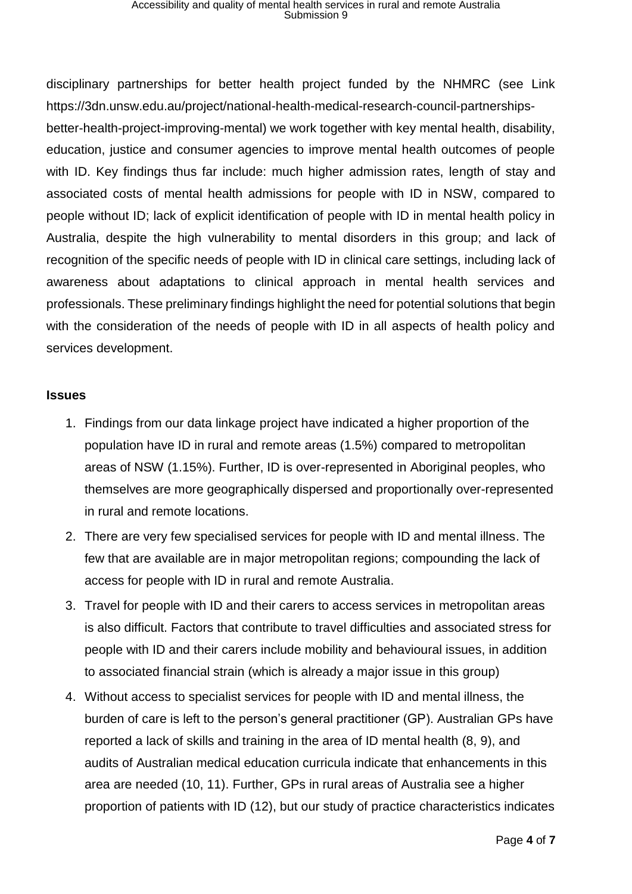disciplinary partnerships for better health project funded by the NHMRC (see Link https://3dn.unsw.edu.au/project/national-health-medical-research-council-partnerships-better-health-project-improving-mental) we work together with key mental health, disability, education, justice and consumer agencies to improve mental health outcomes of people with ID. Key findings thus far include: much higher admission rates, length of stay and associated costs of mental health admissions for people with ID in NSW, compared to people without ID; lack of explicit identification of people with ID in mental health policy in Australia, despite the high vulnerability to mental disorders in this group; and lack of recognition of the specific needs of people with ID in clinical care settings, including lack of awareness about adaptations to clinical approach in mental health services and professionals. These preliminary findings highlight the need for potential solutions that begin with the consideration of the needs of people with ID in all aspects of health policy and services development.

**Issues**

1. Findings from our data linkage project have indicated a higher proportion of the population have ID in rural and remote areas (1.5%) compared to metropolitan areas of NSW (1.15%). Further, ID is over-represented in Aboriginal peoples, who themselves are more geographically dispersed and proportionally over-represented in rural and remote locations.
2. There are very few specialised services for people with ID and mental illness. The few that are available are in major metropolitan regions; compounding the lack of access for people with ID in rural and remote Australia.
3. Travel for people with ID and their carers to access services in metropolitan areas is also difficult. Factors that contribute to travel difficulties and associated stress for people with ID and their carers include mobility and behavioural issues, in addition to associated financial strain (which is already a major issue in this group)
4. Without access to specialist services for people with ID and mental illness, the burden of care is left to the person's general practitioner (GP). Australian GPs have reported a lack of skills and training in the area of ID mental health (8, 9), and audits of Australian medical education curricula indicate that enhancements in this area are needed (10, 11). Further, GPs in rural areas of Australia see a higher proportion of patients with ID (12), but our study of practice characteristics indicates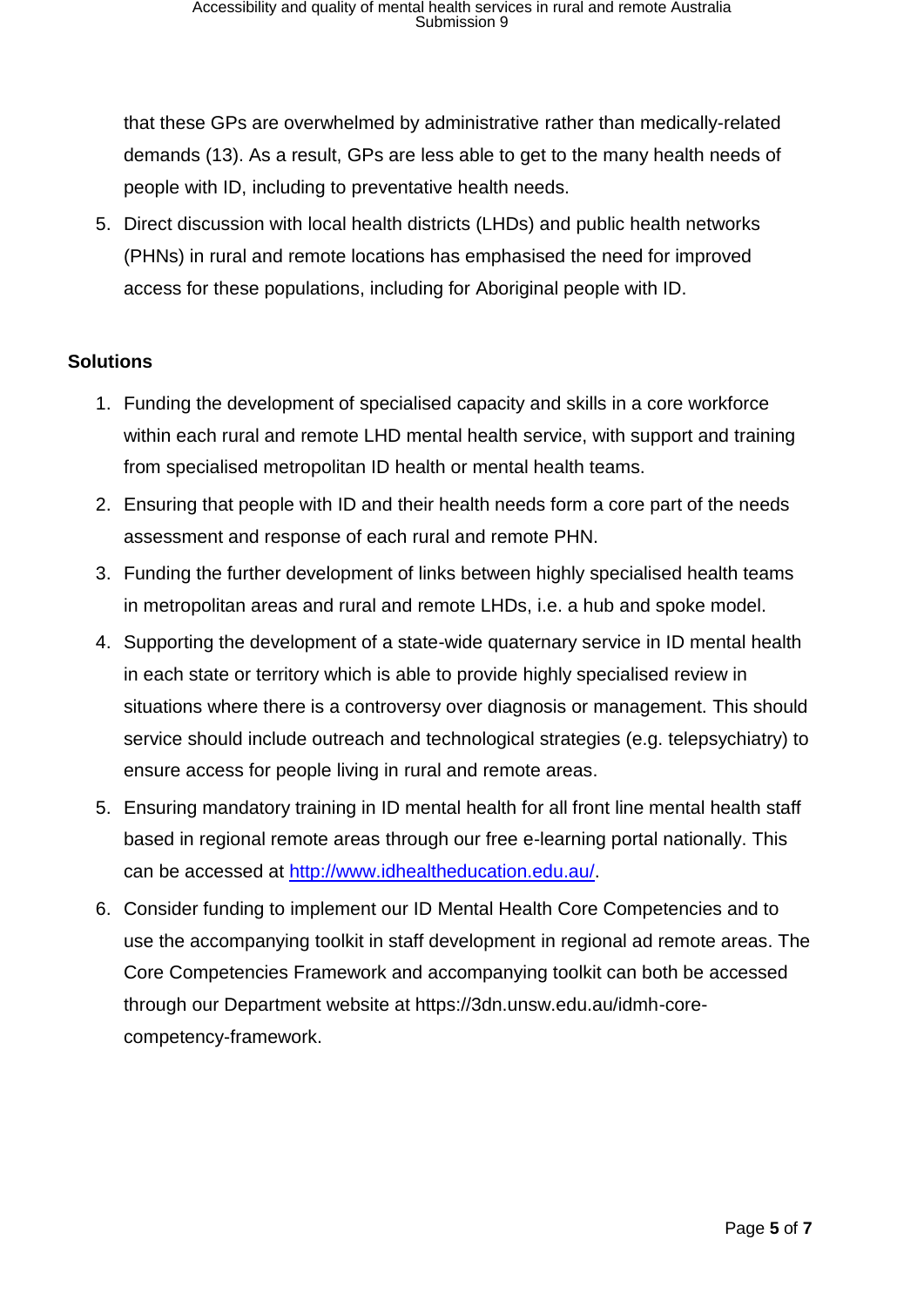that these GPs are overwhelmed by administrative rather than medically-related demands (13). As a result, GPs are less able to get to the many health needs of people with ID, including to preventative health needs.

5. Direct discussion with local health districts (LHDs) and public health networks (PHNs) in rural and remote locations has emphasised the need for improved access for these populations, including for Aboriginal people with ID.

**Solutions**

1. Funding the development of specialised capacity and skills in a core workforce within each rural and remote LHD mental health service, with support and training from specialised metropolitan ID health or mental health teams.
2. Ensuring that people with ID and their health needs form a core part of the needs assessment and response of each rural and remote PHN.
3. Funding the further development of links between highly specialised health teams in metropolitan areas and rural and remote LHDs, i.e. a hub and spoke model.
4. Supporting the development of a state-wide quaternary service in ID mental health in each state or territory which is able to provide highly specialised review in situations where there is a controversy over diagnosis or management. This should service should include outreach and technological strategies (e.g. telepsychiatry) to ensure access for people living in rural and remote areas.
5. Ensuring mandatory training in ID mental health for all front line mental health staff based in regional remote areas through our free e-learning portal nationally. This can be accessed at [http://www.idhealtheducation.edu.au/](http://www.idhealtheducation.edu.au/).
6. Consider funding to implement our ID Mental Health Core Competencies and to use the accompanying toolkit in staff development in regional ad remote areas. The Core Competencies Framework and accompanying toolkit can both be accessed through our Department website at https://3dn.unsw.edu.au/idmh-core-competency-framework.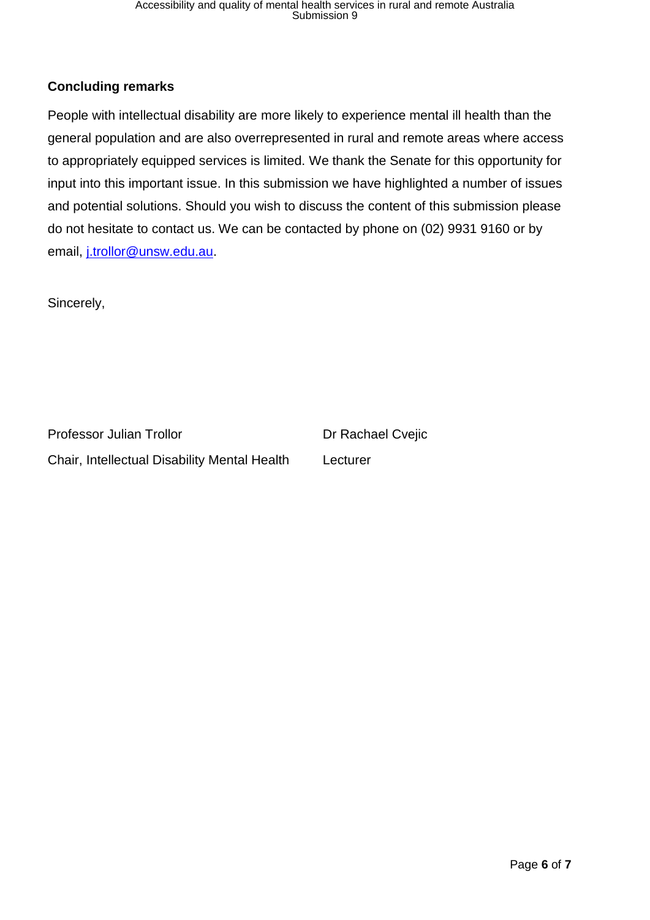**Concluding remarks**

People with intellectual disability are more likely to experience mental ill health than the general population and are also overrepresented in rural and remote areas where access to appropriately equipped services is limited. We thank the Senate for this opportunity for input into this important issue. In this submission we have highlighted a number of issues and potential solutions. Should you wish to discuss the content of this submission please do not hesitate to contact us. We can be contacted by phone on (02) 9931 9160 or by email, j.trollor@unsw.edu.au.

Sincerely,

Professor Julian Trollor
Chair, Intellectual Disability Mental Health

Dr Rachael Cvejic
Lecturer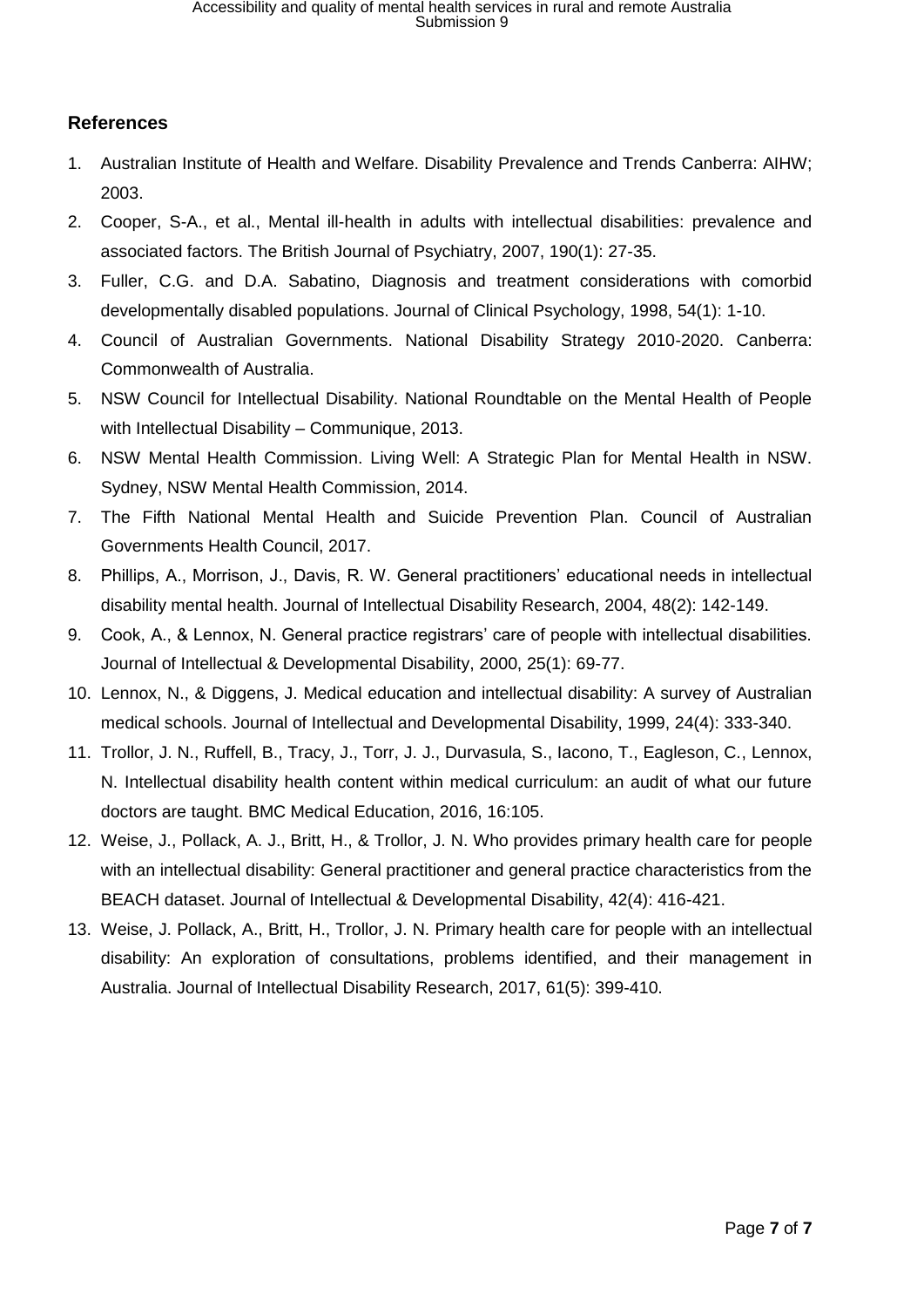## References

1. Australian Institute of Health and Welfare. Disability Prevalence and Trends Canberra: AIHW; 2003.
2. Cooper, S-A., et al., Mental ill-health in adults with intellectual disabilities: prevalence and associated factors. The British Journal of Psychiatry, 2007, 190(1): 27-35.
3. Fuller, C.G. and D.A. Sabatino, Diagnosis and treatment considerations with comorbid developmentally disabled populations. Journal of Clinical Psychology, 1998, 54(1): 1-10.
4. Council of Australian Governments. National Disability Strategy 2010-2020. Canberra: Commonwealth of Australia.
5. NSW Council for Intellectual Disability. National Roundtable on the Mental Health of People with Intellectual Disability – Communique, 2013.
6. NSW Mental Health Commission. Living Well: A Strategic Plan for Mental Health in NSW. Sydney, NSW Mental Health Commission, 2014.
7. The Fifth National Mental Health and Suicide Prevention Plan. Council of Australian Governments Health Council, 2017.
8. Phillips, A., Morrison, J., Davis, R. W. General practitioners' educational needs in intellectual disability mental health. Journal of Intellectual Disability Research, 2004, 48(2): 142-149.
9. Cook, A., & Lennox, N. General practice registrars' care of people with intellectual disabilities. Journal of Intellectual & Developmental Disability, 2000, 25(1): 69-77.
10. Lennox, N., & Diggens, J. Medical education and intellectual disability: A survey of Australian medical schools. Journal of Intellectual and Developmental Disability, 1999, 24(4): 333-340.
11. Trollor, J. N., Ruffell, B., Tracy, J., Torr, J. J., Durvasula, S., Iacono, T., Eagleson, C., Lennox, N. Intellectual disability health content within medical curriculum: an audit of what our future doctors are taught. BMC Medical Education, 2016, 16:105.
12. Weise, J., Pollack, A. J., Britt, H., & Trollor, J. N. Who provides primary health care for people with an intellectual disability: General practitioner and general practice characteristics from the BEACH dataset. Journal of Intellectual & Developmental Disability, 42(4): 416-421.
13. Weise, J. Pollack, A., Britt, H., Trollor, J. N. Primary health care for people with an intellectual disability: An exploration of consultations, problems identified, and their management in Australia. Journal of Intellectual Disability Research, 2017, 61(5): 399-410.